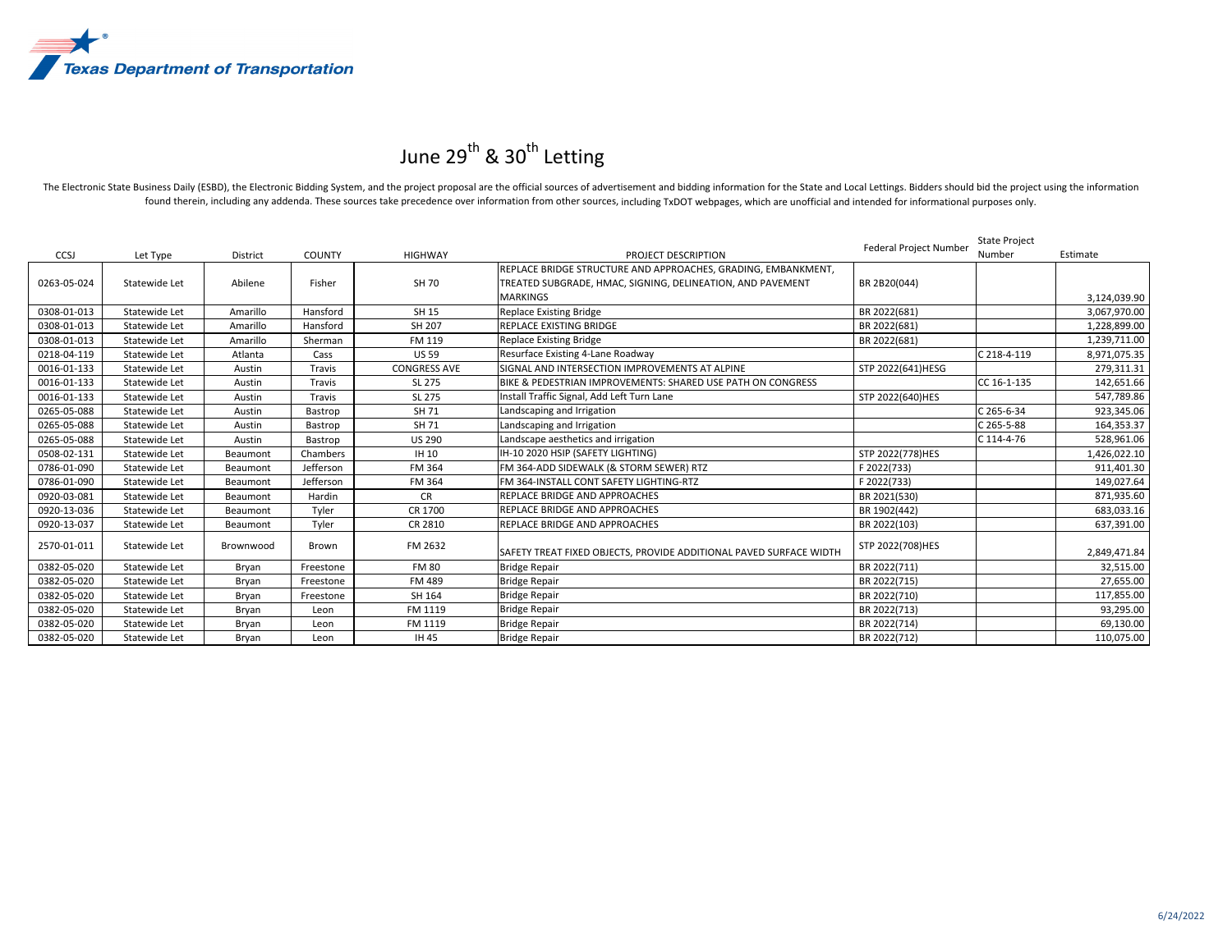Texas Department of Transportation

# June 29th & 30th Letting

The Electronic State Business Daily (ESBD), the Electronic Bidding System, and the project proposal are the official sources of advertisement and bidding information for the State and Local Lettings. Bidders should bid the project using the information found therein, including any addenda. These sources take precedence over information from other sources, including TxDOT webpages, which are unofficial and intended for informational purposes only.

| CCSJ | Let Type | District | COUNTY | HIGHWAY | PROJECT DESCRIPTION | Federal Project Number | State Project Number | Estimate |
|---|---|---|---|---|---|---|---|---|
| 0263-05-024 | Statewide Let | Abilene | Fisher | SH 70 | REPLACE BRIDGE STRUCTURE AND APPROACHES, GRADING, EMBANKMENT, TREATED SUBGRADE, HMAC, SIGNING, DELINEATION, AND PAVEMENT MARKINGS | BR 2B20(044) | | 3,124,039.90 |
| 0308-01-013 | Statewide Let | Amarillo | Hansford | SH 15 | Replace Existing Bridge | BR 2022(681) | | 3,067,970.00 |
| 0308-01-013 | Statewide Let | Amarillo | Hansford | SH 207 | REPLACE EXISTING BRIDGE | BR 2022(681) | | 1,228,899.00 |
| 0308-01-013 | Statewide Let | Amarillo | Sherman | FM 119 | Replace Existing Bridge | BR 2022(681) | | 1,239,711.00 |
| 0218-04-119 | Statewide Let | Atlanta | Cass | US 59 | Resurface Existing 4-Lane Roadway | | C 218-4-119 | 8,971,075.35 |
| 0016-01-133 | Statewide Let | Austin | Travis | CONGRESS AVE | SIGNAL AND INTERSECTION IMPROVEMENTS AT ALPINE | STP 2022(641)HESG | | 279,311.31 |
| 0016-01-133 | Statewide Let | Austin | Travis | SL 275 | BIKE & PEDESTRIAN IMPROVEMENTS: SHARED USE PATH ON CONGRESS | | CC 16-1-135 | 142,651.66 |
| 0016-01-133 | Statewide Let | Austin | Travis | SL 275 | Install Traffic Signal, Add Left Turn Lane | STP 2022(640)HES | | 547,789.86 |
| 0265-05-088 | Statewide Let | Austin | Bastrop | SH 71 | Landscaping and Irrigation | | C 265-6-34 | 923,345.06 |
| 0265-05-088 | Statewide Let | Austin | Bastrop | SH 71 | Landscaping and Irrigation | | C 265-5-88 | 164,353.37 |
| 0265-05-088 | Statewide Let | Austin | Bastrop | US 290 | Landscape aesthetics and irrigation | | C 114-4-76 | 528,961.06 |
| 0508-02-131 | Statewide Let | Beaumont | Chambers | IH 10 | IH-10 2020 HSIP (SAFETY LIGHTING) | STP 2022(778)HES | | 1,426,022.10 |
| 0786-01-090 | Statewide Let | Beaumont | Jefferson | FM 364 | FM 364-ADD SIDEWALK (& STORM SEWER) RTZ | F 2022(733) | | 911,401.30 |
| 0786-01-090 | Statewide Let | Beaumont | Jefferson | FM 364 | FM 364-INSTALL CONT SAFETY LIGHTING-RTZ | F 2022(733) | | 149,027.64 |
| 0920-03-081 | Statewide Let | Beaumont | Hardin | CR | REPLACE BRIDGE AND APPROACHES | BR 2021(530) | | 871,935.60 |
| 0920-13-036 | Statewide Let | Beaumont | Tyler | CR 1700 | REPLACE BRIDGE AND APPROACHES | BR 1902(442) | | 683,033.16 |
| 0920-13-037 | Statewide Let | Beaumont | Tyler | CR 2810 | REPLACE BRIDGE AND APPROACHES | BR 2022(103) | | 637,391.00 |
| 2570-01-011 | Statewide Let | Brownwood | Brown | FM 2632 | SAFETY TREAT FIXED OBJECTS, PROVIDE ADDITIONAL PAVED SURFACE WIDTH | STP 2022(708)HES | | 2,849,471.84 |
| 0382-05-020 | Statewide Let | Bryan | Freestone | FM 80 | Bridge Repair | BR 2022(711) | | 32,515.00 |
| 0382-05-020 | Statewide Let | Bryan | Freestone | FM 489 | Bridge Repair | BR 2022(715) | | 27,655.00 |
| 0382-05-020 | Statewide Let | Bryan | Freestone | SH 164 | Bridge Repair | BR 2022(710) | | 117,855.00 |
| 0382-05-020 | Statewide Let | Bryan | Leon | FM 1119 | Bridge Repair | BR 2022(713) | | 93,295.00 |
| 0382-05-020 | Statewide Let | Bryan | Leon | FM 1119 | Bridge Repair | BR 2022(714) | | 69,130.00 |
| 0382-05-020 | Statewide Let | Bryan | Leon | IH 45 | Bridge Repair | BR 2022(712) | | 110,075.00 |

6/24/2022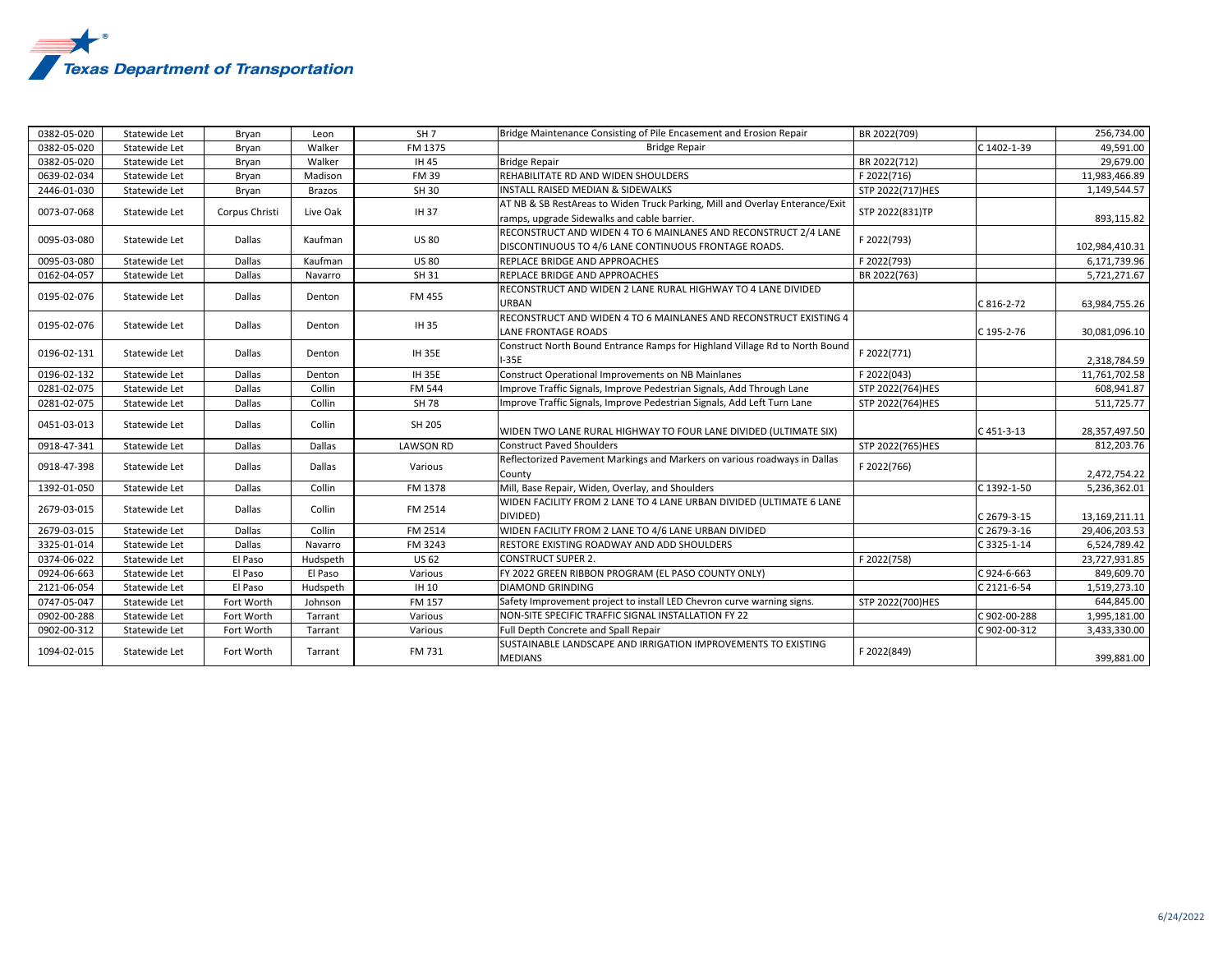**Texas Department of Transportation**

| | | | | | | | | |
|---|---|---|---|---|---|---|---|---|
| 0382-05-020 | Statewide Let | Bryan | Leon | SH 7 | Bridge Maintenance Consisting of Pile Encasement and Erosion Repair | BR 2022(709) | | 256,734.00 |
| 0382-05-020 | Statewide Let | Bryan | Walker | FM 1375 | Bridge Repair | | C 1402-1-39 | 49,591.00 |
| 0382-05-020 | Statewide Let | Bryan | Walker | IH 45 | Bridge Repair | BR 2022(712) | | 29,679.00 |
| 0639-02-034 | Statewide Let | Bryan | Madison | FM 39 | REHABILITATE RD AND WIDEN SHOULDERS | F 2022(716) | | 11,983,466.89 |
| 2446-01-030 | Statewide Let | Bryan | Brazos | SH 30 | INSTALL RAISED MEDIAN & SIDEWALKS | STP 2022(717)HES | | 1,149,544.57 |
| 0073-07-068 | Statewide Let | Corpus Christi | Live Oak | IH 37 | AT NB & SB RestAreas to Widen Truck Parking, Mill and Overlay Enterance/Exit ramps, upgrade Sidewalks and cable barrier. | STP 2022(831)TP | | 893,115.82 |
| 0095-03-080 | Statewide Let | Dallas | Kaufman | US 80 | RECONSTRUCT AND WIDEN 4 TO 6 MAINLANES AND RECONSTRUCT 2/4 LANE DISCONTINUOUS TO 4/6 LANE CONTINUOUS FRONTAGE ROADS. | F 2022(793) | | 102,984,410.31 |
| 0095-03-080 | Statewide Let | Dallas | Kaufman | US 80 | REPLACE BRIDGE AND APPROACHES | F 2022(793) | | 6,171,739.96 |
| 0162-04-057 | Statewide Let | Dallas | Navarro | SH 31 | REPLACE BRIDGE AND APPROACHES | BR 2022(763) | | 5,721,271.67 |
| 0195-02-076 | Statewide Let | Dallas | Denton | FM 455 | RECONSTRUCT AND WIDEN 2 LANE RURAL HIGHWAY TO 4 LANE DIVIDED URBAN | | C 816-2-72 | 63,984,755.26 |
| 0195-02-076 | Statewide Let | Dallas | Denton | IH 35 | RECONSTRUCT AND WIDEN 4 TO 6 MAINLANES AND RECONSTRUCT EXISTING 4 LANE FRONTAGE ROADS | | C 195-2-76 | 30,081,096.10 |
| 0196-02-131 | Statewide Let | Dallas | Denton | IH 35E | Construct North Bound Entrance Ramps for Highland Village Rd to North Bound I-35E | F 2022(771) | | 2,318,784.59 |
| 0196-02-132 | Statewide Let | Dallas | Denton | IH 35E | Construct Operational Improvements on NB Mainlanes | F 2022(043) | | 11,761,702.58 |
| 0281-02-075 | Statewide Let | Dallas | Collin | FM 544 | Improve Traffic Signals, Improve Pedestrian Signals, Add Through Lane | STP 2022(764)HES | | 608,941.87 |
| 0281-02-075 | Statewide Let | Dallas | Collin | SH 78 | Improve Traffic Signals, Improve Pedestrian Signals, Add Left Turn Lane | STP 2022(764)HES | | 511,725.77 |
| 0451-03-013 | Statewide Let | Dallas | Collin | SH 205 | WIDEN TWO LANE RURAL HIGHWAY TO FOUR LANE DIVIDED (ULTIMATE SIX) | | C 451-3-13 | 28,357,497.50 |
| 0918-47-341 | Statewide Let | Dallas | Dallas | LAWSON RD | Construct Paved Shoulders | STP 2022(765)HES | | 812,203.76 |
| 0918-47-398 | Statewide Let | Dallas | Dallas | Various | Reflectorized Pavement Markings and Markers on various roadways in Dallas County | F 2022(766) | | 2,472,754.22 |
| 1392-01-050 | Statewide Let | Dallas | Collin | FM 1378 | Mill, Base Repair, Widen, Overlay, and Shoulders | | C 1392-1-50 | 5,236,362.01 |
| 2679-03-015 | Statewide Let | Dallas | Collin | FM 2514 | WIDEN FACILITY FROM 2 LANE TO 4 LANE URBAN DIVIDED (ULTIMATE 6 LANE DIVIDED) | | C 2679-3-15 | 13,169,211.11 |
| 2679-03-015 | Statewide Let | Dallas | Collin | FM 2514 | WIDEN FACILITY FROM 2 LANE TO 4/6 LANE URBAN DIVIDED | | C 2679-3-16 | 29,406,203.53 |
| 3325-01-014 | Statewide Let | Dallas | Navarro | FM 3243 | RESTORE EXISTING ROADWAY AND ADD SHOULDERS | | C 3325-1-14 | 6,524,789.42 |
| 0374-06-022 | Statewide Let | El Paso | Hudspeth | US 62 | CONSTRUCT SUPER 2. | F 2022(758) | | 23,727,931.85 |
| 0924-06-663 | Statewide Let | El Paso | El Paso | Various | FY 2022 GREEN RIBBON PROGRAM (EL PASO COUNTY ONLY) | | C 924-6-663 | 849,609.70 |
| 2121-06-054 | Statewide Let | El Paso | Hudspeth | IH 10 | DIAMOND GRINDING | | C 2121-6-54 | 1,519,273.10 |
| 0747-05-047 | Statewide Let | Fort Worth | Johnson | FM 157 | Safety Improvement project to install LED Chevron curve warning signs. | STP 2022(700)HES | | 644,845.00 |
| 0902-00-288 | Statewide Let | Fort Worth | Tarrant | Various | NON-SITE SPECIFIC TRAFFIC SIGNAL INSTALLATION FY 22 | | C 902-00-288 | 1,995,181.00 |
| 0902-00-312 | Statewide Let | Fort Worth | Tarrant | Various | Full Depth Concrete and Spall Repair | | C 902-00-312 | 3,433,330.00 |
| 1094-02-015 | Statewide Let | Fort Worth | Tarrant | FM 731 | SUSTAINABLE LANDSCAPE AND IRRIGATION IMPROVEMENTS TO EXISTING MEDIANS | F 2022(849) | | 399,881.00 |

6/24/2022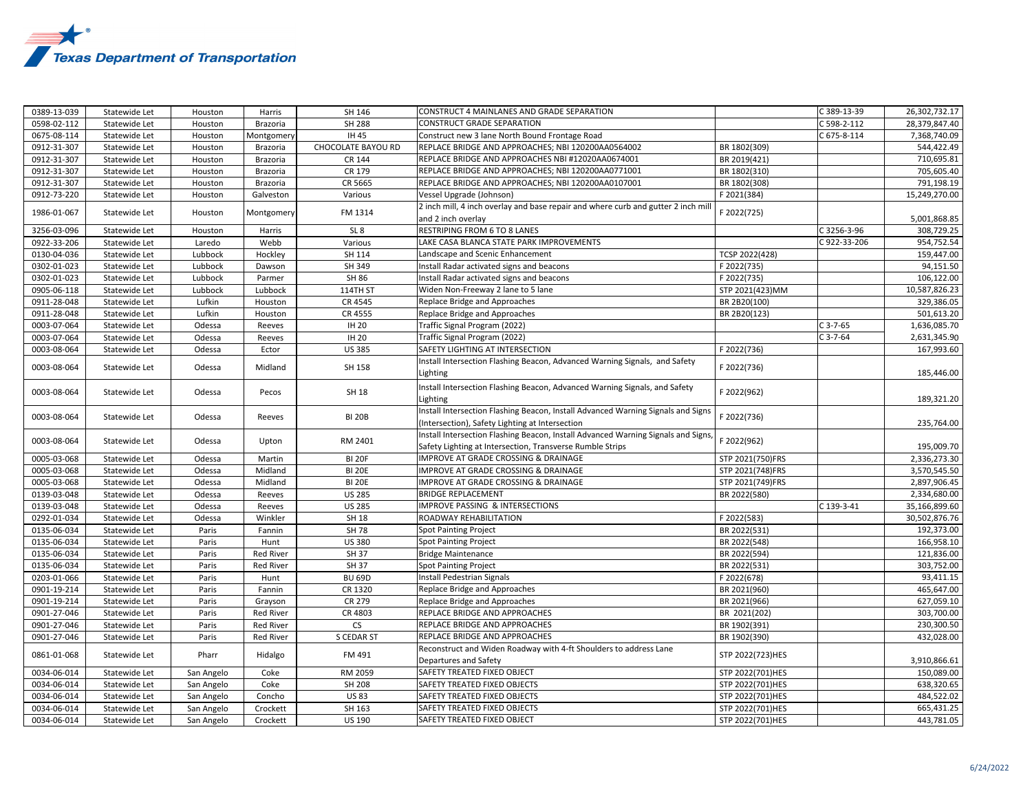| | | | | | | | | |
|---|---|---|---|---|---|---|---|---|
| 0389-13-039 | Statewide Let | Houston | Harris | SH 146 | CONSTRUCT 4 MAINLANES AND GRADE SEPARATION | | C 389-13-39 | 26,302,732.17 |
| 0598-02-112 | Statewide Let | Houston | Brazoria | SH 288 | CONSTRUCT GRADE SEPARATION | | C 598-2-112 | 28,379,847.40 |
| 0675-08-114 | Statewide Let | Houston | Montgomery | IH 45 | Construct new 3 lane North Bound Frontage Road | | C 675-8-114 | 7,368,740.09 |
| 0912-31-307 | Statewide Let | Houston | Brazoria | CHOCOLATE BAYOU RD | REPLACE BRIDGE AND APPROACHES; NBI 120200AA0564002 | BR 1802(309) | | 544,422.49 |
| 0912-31-307 | Statewide Let | Houston | Brazoria | CR 144 | REPLACE BRIDGE AND APPROACHES NBI #12020AA0674001 | BR 2019(421) | | 710,695.81 |
| 0912-31-307 | Statewide Let | Houston | Brazoria | CR 179 | REPLACE BRIDGE AND APPROACHES; NBI 120200AA0771001 | BR 1802(310) | | 705,605.40 |
| 0912-31-307 | Statewide Let | Houston | Brazoria | CR 5665 | REPLACE BRIDGE AND APPROACHES; NBI 120200AA0107001 | BR 1802(308) | | 791,198.19 |
| 0912-73-220 | Statewide Let | Houston | Galveston | Various | Vessel Upgrade (Johnson) | F 2021(384) | | 15,249,270.00 |
| 1986-01-067 | Statewide Let | Houston | Montgomery | FM 1314 | 2 inch mill, 4 inch overlay and base repair and where curb and gutter 2 inch mill and 2 inch overlay | F 2022(725) | | 5,001,868.85 |
| 3256-03-096 | Statewide Let | Houston | Harris | SL 8 | RESTRIPING FROM 6 TO 8 LANES | | C 3256-3-96 | 308,729.25 |
| 0922-33-206 | Statewide Let | Laredo | Webb | Various | LAKE CASA BLANCA STATE PARK IMPROVEMENTS | | C 922-33-206 | 954,752.54 |
| 0130-04-036 | Statewide Let | Lubbock | Hockley | SH 114 | Landscape and Scenic Enhancement | TCSP 2022(428) | | 159,447.00 |
| 0302-01-023 | Statewide Let | Lubbock | Dawson | SH 349 | Install Radar activated signs and beacons | F 2022(735) | | 94,151.50 |
| 0302-01-023 | Statewide Let | Lubbock | Parmer | SH 86 | Install Radar activated signs and beacons | F 2022(735) | | 106,122.00 |
| 0905-06-118 | Statewide Let | Lubbock | Lubbock | 114TH ST | Widen Non-Freeway 2 lane to 5 lane | STP 2021(423)MM | | 10,587,826.23 |
| 0911-28-048 | Statewide Let | Lufkin | Houston | CR 4545 | Replace Bridge and Approaches | BR 2B20(100) | | 329,386.05 |
| 0911-28-048 | Statewide Let | Lufkin | Houston | CR 4555 | Replace Bridge and Approaches | BR 2B20(123) | | 501,613.20 |
| 0003-07-064 | Statewide Let | Odessa | Reeves | IH 20 | Traffic Signal Program (2022) | | C 3-7-65 | 1,636,085.70 |
| 0003-07-064 | Statewide Let | Odessa | Reeves | IH 20 | Traffic Signal Program (2022) | | C 3-7-64 | 2,631,345.90 |
| 0003-08-064 | Statewide Let | Odessa | Ector | US 385 | SAFETY LIGHTING AT INTERSECTION | F 2022(736) | | 167,993.60 |
| 0003-08-064 | Statewide Let | Odessa | Midland | SH 158 | Install Intersection Flashing Beacon, Advanced Warning Signals, and Safety Lighting | F 2022(736) | | 185,446.00 |
| 0003-08-064 | Statewide Let | Odessa | Pecos | SH 18 | Install Intersection Flashing Beacon, Advanced Warning Signals, and Safety Lighting | F 2022(962) | | 189,321.20 |
| 0003-08-064 | Statewide Let | Odessa | Reeves | BI 20B | Install Intersection Flashing Beacon, Install Advanced Warning Signals and Signs (Intersection), Safety Lighting at Intersection | F 2022(736) | | 235,764.00 |
| 0003-08-064 | Statewide Let | Odessa | Upton | RM 2401 | Install Intersection Flashing Beacon, Install Advanced Warning Signals and Signs, Safety Lighting at Intersection, Transverse Rumble Strips | F 2022(962) | | 195,009.70 |
| 0005-03-068 | Statewide Let | Odessa | Martin | BI 20F | IMPROVE AT GRADE CROSSING & DRAINAGE | STP 2021(750)FRS | | 2,336,273.30 |
| 0005-03-068 | Statewide Let | Odessa | Midland | BI 20E | IMPROVE AT GRADE CROSSING & DRAINAGE | STP 2021(748)FRS | | 3,570,545.50 |
| 0005-03-068 | Statewide Let | Odessa | Midland | BI 20E | IMPROVE AT GRADE CROSSING & DRAINAGE | STP 2021(749)FRS | | 2,897,906.45 |
| 0139-03-048 | Statewide Let | Odessa | Reeves | US 285 | BRIDGE REPLACEMENT | BR 2022(580) | | 2,334,680.00 |
| 0139-03-048 | Statewide Let | Odessa | Reeves | US 285 | IMPROVE PASSING & INTERSECTIONS | | C 139-3-41 | 35,166,899.60 |
| 0292-01-034 | Statewide Let | Odessa | Winkler | SH 18 | ROADWAY REHABILITATION | F 2022(583) | | 30,502,876.76 |
| 0135-06-034 | Statewide Let | Paris | Fannin | SH 78 | Spot Painting Project | BR 2022(531) | | 192,373.00 |
| 0135-06-034 | Statewide Let | Paris | Hunt | US 380 | Spot Painting Project | BR 2022(548) | | 166,958.10 |
| 0135-06-034 | Statewide Let | Paris | Red River | SH 37 | Bridge Maintenance | BR 2022(594) | | 121,836.00 |
| 0135-06-034 | Statewide Let | Paris | Red River | SH 37 | Spot Painting Project | BR 2022(531) | | 303,752.00 |
| 0203-01-066 | Statewide Let | Paris | Hunt | BU 69D | Install Pedestrian Signals | F 2022(678) | | 93,411.15 |
| 0901-19-214 | Statewide Let | Paris | Fannin | CR 1320 | Replace Bridge and Approaches | BR 2021(960) | | 465,647.00 |
| 0901-19-214 | Statewide Let | Paris | Grayson | CR 279 | Replace Bridge and Approaches | BR 2021(966) | | 627,059.10 |
| 0901-27-046 | Statewide Let | Paris | Red River | CR 4803 | REPLACE BRIDGE AND APPROACHES | BR 2021(202) | | 303,700.00 |
| 0901-27-046 | Statewide Let | Paris | Red River | CS | REPLACE BRIDGE AND APPROACHES | BR 1902(391) | | 230,300.50 |
| 0901-27-046 | Statewide Let | Paris | Red River | S CEDAR ST | REPLACE BRIDGE AND APPROACHES | BR 1902(390) | | 432,028.00 |
| 0861-01-068 | Statewide Let | Pharr | Hidalgo | FM 491 | Reconstruct and Widen Roadway with 4-ft Shoulders to address Lane Departures and Safety | STP 2022(723)HES | | 3,910,866.61 |
| 0034-06-014 | Statewide Let | San Angelo | Coke | RM 2059 | SAFETY TREATED FIXED OBJECT | STP 2022(701)HES | | 150,089.00 |
| 0034-06-014 | Statewide Let | San Angelo | Coke | SH 208 | SAFETY TREATED FIXED OBJECTS | STP 2022(701)HES | | 638,320.65 |
| 0034-06-014 | Statewide Let | San Angelo | Concho | US 83 | SAFETY TREATED FIXED OBJECTS | STP 2022(701)HES | | 484,522.02 |
| 0034-06-014 | Statewide Let | San Angelo | Crockett | SH 163 | SAFETY TREATED FIXED OBJECTS | STP 2022(701)HES | | 665,431.25 |
| 0034-06-014 | Statewide Let | San Angelo | Crockett | US 190 | SAFETY TREATED FIXED OBJECT | STP 2022(701)HES | | 443,781.05 |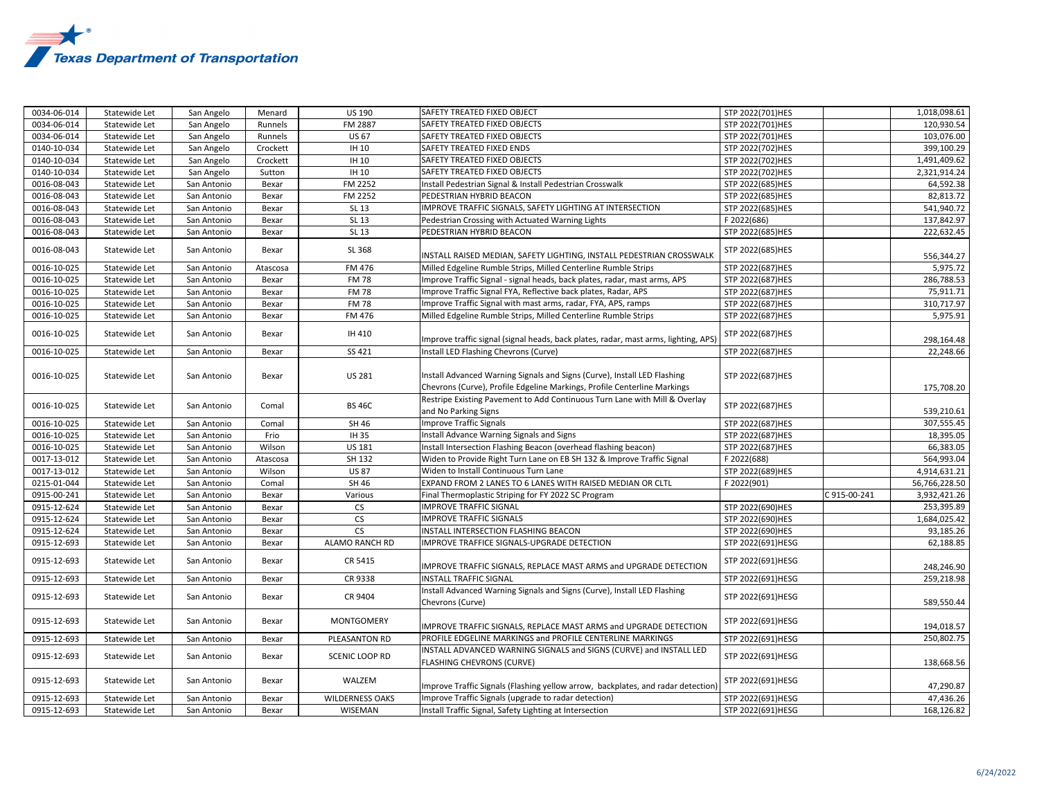| | | | | | | | | |
|---|---|---|---|---|---|---|---|---|
| 0034-06-014 | Statewide Let | San Angelo | Menard | US 190 | SAFETY TREATED FIXED OBJECT | STP 2022(701)HES | | 1,018,098.61 |
| 0034-06-014 | Statewide Let | San Angelo | Runnels | FM 2887 | SAFETY TREATED FIXED OBJECTS | STP 2022(701)HES | | 120,930.54 |
| 0034-06-014 | Statewide Let | San Angelo | Runnels | US 67 | SAFETY TREATED FIXED OBJECTS | STP 2022(701)HES | | 103,076.00 |
| 0140-10-034 | Statewide Let | San Angelo | Crockett | IH 10 | SAFETY TREATED FIXED ENDS | STP 2022(702)HES | | 399,100.29 |
| 0140-10-034 | Statewide Let | San Angelo | Crockett | IH 10 | SAFETY TREATED FIXED OBJECTS | STP 2022(702)HES | | 1,491,409.62 |
| 0140-10-034 | Statewide Let | San Angelo | Sutton | IH 10 | SAFETY TREATED FIXED OBJECTS | STP 2022(702)HES | | 2,321,914.24 |
| 0016-08-043 | Statewide Let | San Antonio | Bexar | FM 2252 | Install Pedestrian Signal & Install Pedestrian Crosswalk | STP 2022(685)HES | | 64,592.38 |
| 0016-08-043 | Statewide Let | San Antonio | Bexar | FM 2252 | PEDESTRIAN HYBRID BEACON | STP 2022(685)HES | | 82,813.72 |
| 0016-08-043 | Statewide Let | San Antonio | Bexar | SL 13 | IMPROVE TRAFFIC SIGNALS, SAFETY LIGHTING AT INTERSECTION | STP 2022(685)HES | | 541,940.72 |
| 0016-08-043 | Statewide Let | San Antonio | Bexar | SL 13 | Pedestrian Crossing with Actuated Warning Lights | F 2022(686) | | 137,842.97 |
| 0016-08-043 | Statewide Let | San Antonio | Bexar | SL 13 | PEDESTRIAN HYBRID BEACON | STP 2022(685)HES | | 222,632.45 |
| 0016-08-043 | Statewide Let | San Antonio | Bexar | SL 368 | INSTALL RAISED MEDIAN, SAFETY LIGHTING, INSTALL PEDESTRIAN CROSSWALK | STP 2022(685)HES | | 556,344.27 |
| 0016-10-025 | Statewide Let | San Antonio | Atascosa | FM 476 | Milled Edgeline Rumble Strips, Milled Centerline Rumble Strips | STP 2022(687)HES | | 5,975.72 |
| 0016-10-025 | Statewide Let | San Antonio | Bexar | FM 78 | Improve Traffic Signal - signal heads, back plates, radar, mast arms, APS | STP 2022(687)HES | | 286,788.53 |
| 0016-10-025 | Statewide Let | San Antonio | Bexar | FM 78 | Improve Traffic Signal FYA, Reflective back plates, Radar, APS | STP 2022(687)HES | | 75,911.71 |
| 0016-10-025 | Statewide Let | San Antonio | Bexar | FM 78 | Improve Traffic Signal with mast arms, radar, FYA, APS, ramps | STP 2022(687)HES | | 310,717.97 |
| 0016-10-025 | Statewide Let | San Antonio | Bexar | FM 476 | Milled Edgeline Rumble Strips, Milled Centerline Rumble Strips | STP 2022(687)HES | | 5,975.91 |
| 0016-10-025 | Statewide Let | San Antonio | Bexar | IH 410 | Improve traffic signal (signal heads, back plates, radar, mast arms, lighting, APS) | STP 2022(687)HES | | 298,164.48 |
| 0016-10-025 | Statewide Let | San Antonio | Bexar | SS 421 | Install LED Flashing Chevrons (Curve) | STP 2022(687)HES | | 22,248.66 |
| 0016-10-025 | Statewide Let | San Antonio | Bexar | US 281 | Install Advanced Warning Signals and Signs (Curve), Install LED Flashing Chevrons (Curve), Profile Edgeline Markings, Profile Centerline Markings | STP 2022(687)HES | | 175,708.20 |
| 0016-10-025 | Statewide Let | San Antonio | Comal | BS 46C | Restripe Existing Pavement to Add Continuous Turn Lane with Mill & Overlay and No Parking Signs | STP 2022(687)HES | | 539,210.61 |
| 0016-10-025 | Statewide Let | San Antonio | Comal | SH 46 | Improve Traffic Signals | STP 2022(687)HES | | 307,555.45 |
| 0016-10-025 | Statewide Let | San Antonio | Frio | IH 35 | Install Advance Warning Signals and Signs | STP 2022(687)HES | | 18,395.05 |
| 0016-10-025 | Statewide Let | San Antonio | Wilson | US 181 | Install Intersection Flashing Beacon (overhead flashing beacon) | STP 2022(687)HES | | 66,383.05 |
| 0017-13-012 | Statewide Let | San Antonio | Atascosa | SH 132 | Widen to Provide Right Turn Lane on EB SH 132 & Improve Traffic Signal | F 2022(688) | | 564,993.04 |
| 0017-13-012 | Statewide Let | San Antonio | Wilson | US 87 | Widen to Install Continuous Turn Lane | STP 2022(689)HES | | 4,914,631.21 |
| 0215-01-044 | Statewide Let | San Antonio | Comal | SH 46 | EXPAND FROM 2 LANES TO 6 LANES WITH RAISED MEDIAN OR CLTL | F 2022(901) | | 56,766,228.50 |
| 0915-00-241 | Statewide Let | San Antonio | Bexar | Various | Final Thermoplastic Striping for FY 2022 SC Program | | C 915-00-241 | 3,932,421.26 |
| 0915-12-624 | Statewide Let | San Antonio | Bexar | CS | IMPROVE TRAFFIC SIGNAL | STP 2022(690)HES | | 253,395.89 |
| 0915-12-624 | Statewide Let | San Antonio | Bexar | CS | IMPROVE TRAFFIC SIGNALS | STP 2022(690)HES | | 1,684,025.42 |
| 0915-12-624 | Statewide Let | San Antonio | Bexar | CS | INSTALL INTERSECTION FLASHING BEACON | STP 2022(690)HES | | 93,185.26 |
| 0915-12-693 | Statewide Let | San Antonio | Bexar | ALAMO RANCH RD | IMPROVE TRAFFICE SIGNALS-UPGRADE DETECTION | STP 2022(691)HESG | | 62,188.85 |
| 0915-12-693 | Statewide Let | San Antonio | Bexar | CR 5415 | IMPROVE TRAFFIC SIGNALS, REPLACE MAST ARMS and UPGRADE DETECTION | STP 2022(691)HESG | | 248,246.90 |
| 0915-12-693 | Statewide Let | San Antonio | Bexar | CR 9338 | INSTALL TRAFFIC SIGNAL | STP 2022(691)HESG | | 259,218.98 |
| 0915-12-693 | Statewide Let | San Antonio | Bexar | CR 9404 | Install Advanced Warning Signals and Signs (Curve), Install LED Flashing Chevrons (Curve) | STP 2022(691)HESG | | 589,550.44 |
| 0915-12-693 | Statewide Let | San Antonio | Bexar | MONTGOMERY | IMPROVE TRAFFIC SIGNALS, REPLACE MAST ARMS and UPGRADE DETECTION | STP 2022(691)HESG | | 194,018.57 |
| 0915-12-693 | Statewide Let | San Antonio | Bexar | PLEASANTON RD | PROFILE EDGELINE MARKINGS and PROFILE CENTERLINE MARKINGS | STP 2022(691)HESG | | 250,802.75 |
| 0915-12-693 | Statewide Let | San Antonio | Bexar | SCENIC LOOP RD | INSTALL ADVANCED WARNING SIGNALS and SIGNS (CURVE) and INSTALL LED FLASHING CHEVRONS (CURVE) | STP 2022(691)HESG | | 138,668.56 |
| 0915-12-693 | Statewide Let | San Antonio | Bexar | WALZEM | Improve Traffic Signals (Flashing yellow arrow, backplates, and radar detection) | STP 2022(691)HESG | | 47,290.87 |
| 0915-12-693 | Statewide Let | San Antonio | Bexar | WILDERNESS OAKS | Improve Traffic Signals (upgrade to radar detection) | STP 2022(691)HESG | | 47,436.26 |
| 0915-12-693 | Statewide Let | San Antonio | Bexar | WISEMAN | Install Traffic Signal, Safety Lighting at Intersection | STP 2022(691)HESG | | 168,126.82 |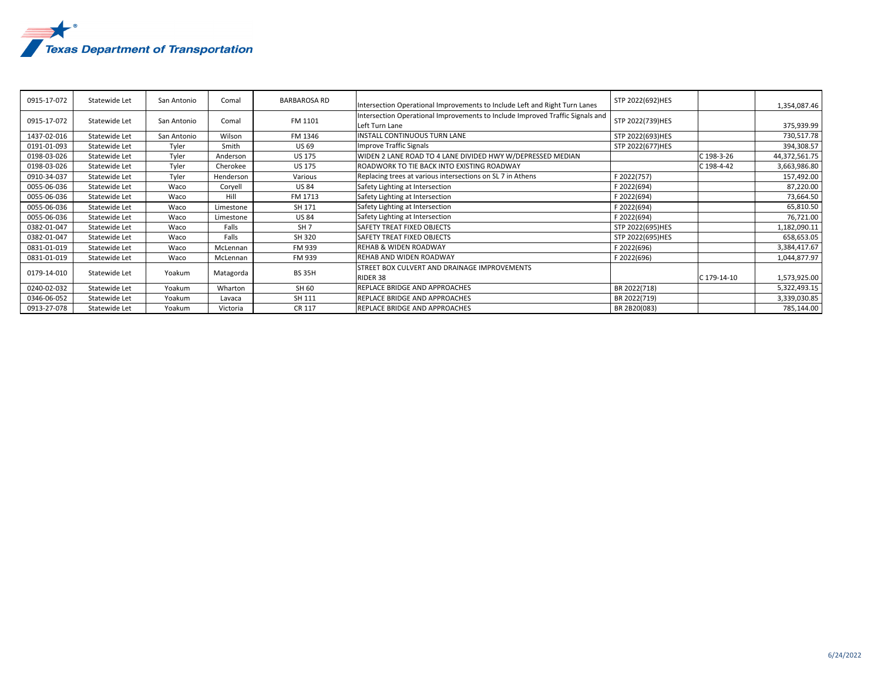**Texas Department of Transportation**

| | | | | | | | | |
|---|---|---|---|---|---|---|---|---|
| 0915-17-072 | Statewide Let | San Antonio | Comal | BARBAROSA RD | Intersection Operational Improvements to Include Left and Right Turn Lanes | STP 2022(692)HES | | 1,354,087.46 |
| 0915-17-072 | Statewide Let | San Antonio | Comal | FM 1101 | Intersection Operational Improvements to Include Improved Traffic Signals and Left Turn Lane | STP 2022(739)HES | | 375,939.99 |
| 1437-02-016 | Statewide Let | San Antonio | Wilson | FM 1346 | INSTALL CONTINUOUS TURN LANE | STP 2022(693)HES | | 730,517.78 |
| 0191-01-093 | Statewide Let | Tyler | Smith | US 69 | Improve Traffic Signals | STP 2022(677)HES | | 394,308.57 |
| 0198-03-026 | Statewide Let | Tyler | Anderson | US 175 | WIDEN 2 LANE ROAD TO 4 LANE DIVIDED HWY W/DEPRESSED MEDIAN | | C 198-3-26 | 44,372,561.75 |
| 0198-03-026 | Statewide Let | Tyler | Cherokee | US 175 | ROADWORK TO TIE BACK INTO EXISTING ROADWAY | | C 198-4-42 | 3,663,986.80 |
| 0910-34-037 | Statewide Let | Tyler | Henderson | Various | Replacing trees at various intersections on SL 7 in Athens | F 2022(757) | | 157,492.00 |
| 0055-06-036 | Statewide Let | Waco | Coryell | US 84 | Safety Lighting at Intersection | F 2022(694) | | 87,220.00 |
| 0055-06-036 | Statewide Let | Waco | Hill | FM 1713 | Safety Lighting at Intersection | F 2022(694) | | 73,664.50 |
| 0055-06-036 | Statewide Let | Waco | Limestone | SH 171 | Safety Lighting at Intersection | F 2022(694) | | 65,810.50 |
| 0055-06-036 | Statewide Let | Waco | Limestone | US 84 | Safety Lighting at Intersection | F 2022(694) | | 76,721.00 |
| 0382-01-047 | Statewide Let | Waco | Falls | SH 7 | SAFETY TREAT FIXED OBJECTS | STP 2022(695)HES | | 1,182,090.11 |
| 0382-01-047 | Statewide Let | Waco | Falls | SH 320 | SAFETY TREAT FIXED OBJECTS | STP 2022(695)HES | | 658,653.05 |
| 0831-01-019 | Statewide Let | Waco | McLennan | FM 939 | REHAB & WIDEN ROADWAY | F 2022(696) | | 3,384,417.67 |
| 0831-01-019 | Statewide Let | Waco | McLennan | FM 939 | REHAB AND WIDEN ROADWAY | F 2022(696) | | 1,044,877.97 |
| 0179-14-010 | Statewide Let | Yoakum | Matagorda | BS 35H | STREET BOX CULVERT AND DRAINAGE IMPROVEMENTS RIDER 38 | | C 179-14-10 | 1,573,925.00 |
| 0240-02-032 | Statewide Let | Yoakum | Wharton | SH 60 | REPLACE BRIDGE AND APPROACHES | BR 2022(718) | | 5,322,493.15 |
| 0346-06-052 | Statewide Let | Yoakum | Lavaca | SH 111 | REPLACE BRIDGE AND APPROACHES | BR 2022(719) | | 3,339,030.85 |
| 0913-27-078 | Statewide Let | Yoakum | Victoria | CR 117 | REPLACE BRIDGE AND APPROACHES | BR 2B20(083) | | 785,144.00 |

6/24/2022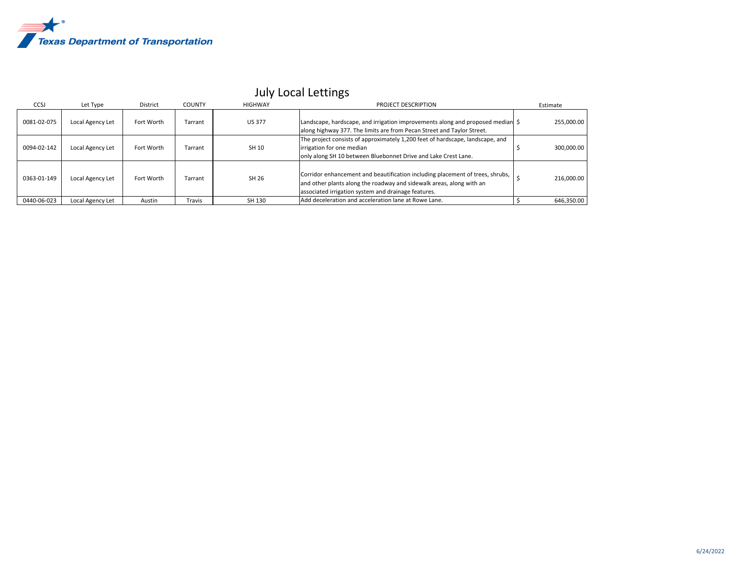Texas Department of Transportation

# July Local Lettings

| CCSJ | Let Type | District | COUNTY | HIGHWAY | PROJECT DESCRIPTION | Estimate |
|---|---|---|---|---|---|---|
| 0081-02-075 | Local Agency Let | Fort Worth | Tarrant | US 377 | Landscape, hardscape, and irrigation improvements along and proposed median along highway 377. The limits are from Pecan Street and Taylor Street. | $ 255,000.00 |
| 0094-02-142 | Local Agency Let | Fort Worth | Tarrant | SH 10 | The project consists of approximately 1,200 feet of hardscape, landscape, and irrigation for one median only along SH 10 between Bluebonnet Drive and Lake Crest Lane. | $ 300,000.00 |
| 0363-01-149 | Local Agency Let | Fort Worth | Tarrant | SH 26 | Corridor enhancement and beautification including placement of trees, shrubs, and other plants along the roadway and sidewalk areas, along with an associated irrigation system and drainage features. | $ 216,000.00 |
| 0440-06-023 | Local Agency Let | Austin | Travis | SH 130 | Add deceleration and acceleration lane at Rowe Lane. | $ 646,350.00 |

6/24/2022